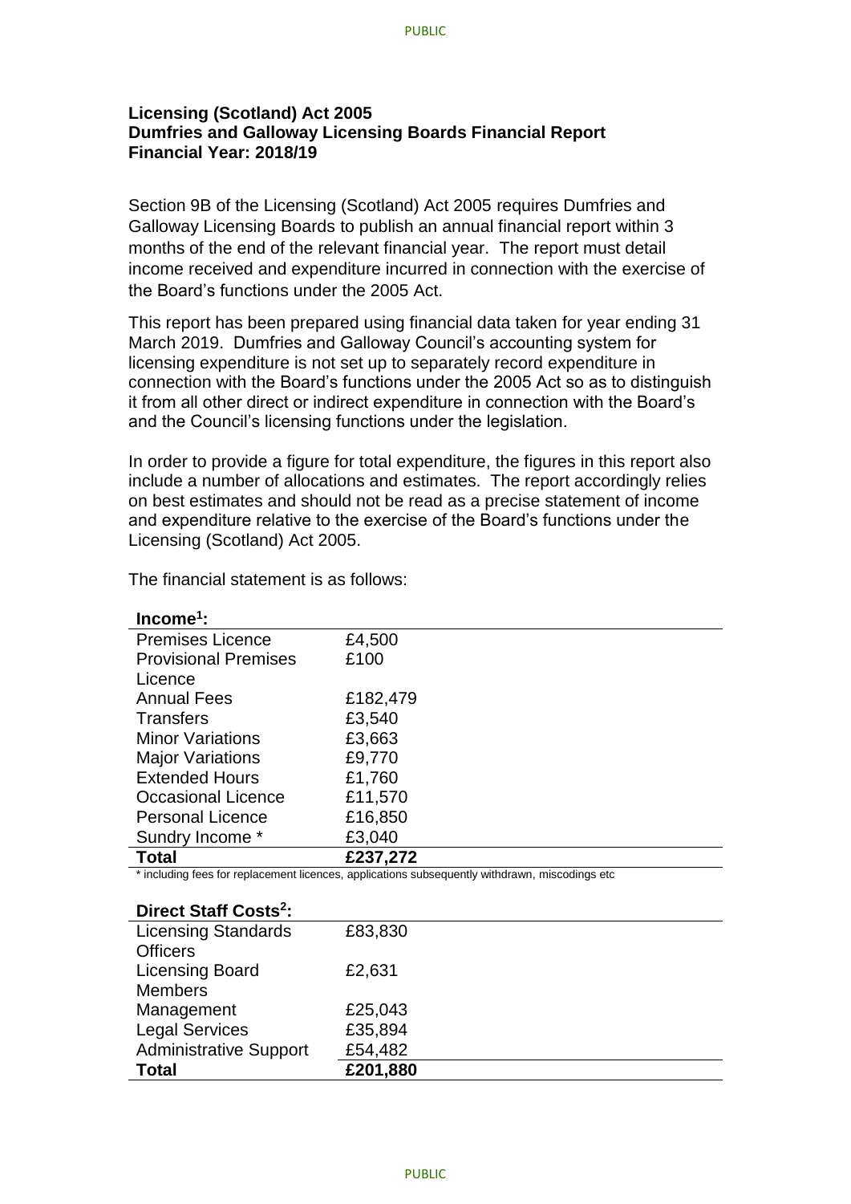**Licensing (Scotland) Act 2005**
**Dumfries and Galloway Licensing Boards Financial Report**
**Financial Year: 2018/19**

Section 9B of the Licensing (Scotland) Act 2005 requires Dumfries and Galloway Licensing Boards to publish an annual financial report within 3 months of the end of the relevant financial year. The report must detail income received and expenditure incurred in connection with the exercise of the Board's functions under the 2005 Act.

This report has been prepared using financial data taken for year ending 31 March 2019. Dumfries and Galloway Council's accounting system for licensing expenditure is not set up to separately record expenditure in connection with the Board's functions under the 2005 Act so as to distinguish it from all other direct or indirect expenditure in connection with the Board's and the Council's licensing functions under the legislation.

In order to provide a figure for total expenditure, the figures in this report also include a number of allocations and estimates. The report accordingly relies on best estimates and should not be read as a precise statement of income and expenditure relative to the exercise of the Board's functions under the Licensing (Scotland) Act 2005.

The financial statement is as follows:

| **Income[1]:** | |
|---|---|
| Premises Licence | £4,500 |
| Provisional Premises Licence | £100 |
| Annual Fees | £182,479 |
| Transfers | £3,540 |
| Minor Variations | £3,663 |
| Major Variations | £9,770 |
| Extended Hours | £1,760 |
| Occasional Licence | £11,570 |
| Personal Licence | £16,850 |
| Sundry Income * | £3,040 |
| **Total** | **£237,272** |

\* including fees for replacement licences, applications subsequently withdrawn, miscodings etc

| **Direct Staff Costs[2]:** | |
|---|---|
| Licensing Standards Officers | £83,830 |
| Licensing Board Members | £2,631 |
| Management | £25,043 |
| Legal Services | £35,894 |
| Administrative Support | £54,482 |
| **Total** | **£201,880** |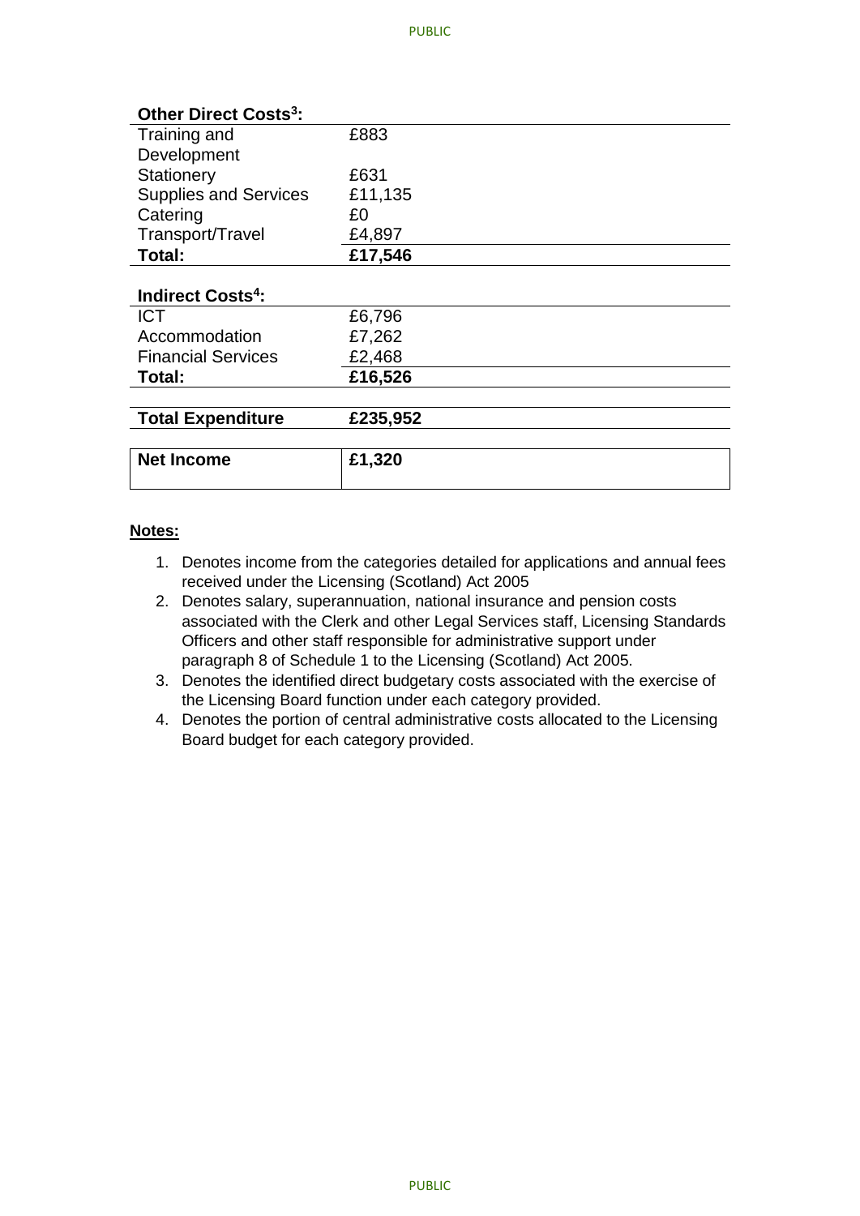| **Other Direct Costs[3]:** | |
|---|---|
| Training and Development | £883 |
| Stationery | £631 |
| Supplies and Services | £11,135 |
| Catering | £0 |
| Transport/Travel | £4,897 |
| **Total:** | **£17,546** |

| **Indirect Costs[4]:** | |
|---|---|
| ICT | £6,796 |
| Accommodation | £7,262 |
| Financial Services | £2,468 |
| **Total:** | **£16,526** |

| | |
|---|---|
| **Total Expenditure** | **£235,952** |

| | |
|---|---|
| **Net Income** | **£1,320** |

**Notes:**

1. Denotes income from the categories detailed for applications and annual fees received under the Licensing (Scotland) Act 2005
2. Denotes salary, superannuation, national insurance and pension costs associated with the Clerk and other Legal Services staff, Licensing Standards Officers and other staff responsible for administrative support under paragraph 8 of Schedule 1 to the Licensing (Scotland) Act 2005.
3. Denotes the identified direct budgetary costs associated with the exercise of the Licensing Board function under each category provided.
4. Denotes the portion of central administrative costs allocated to the Licensing Board budget for each category provided.